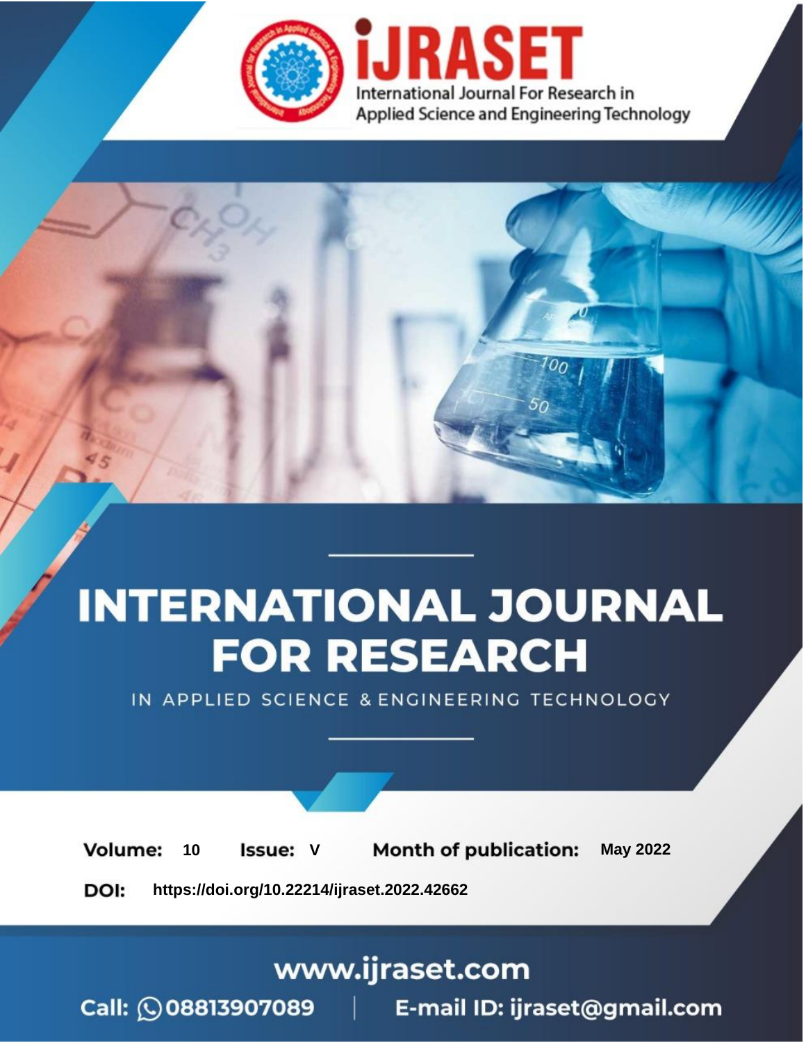International Journal For Research in Applied Science and Engineering Technology

# INTERNATIONAL JOURNAL FOR RESEARCH

IN APPLIED SCIENCE & ENGINEERING TECHNOLOGY

**Volume:** 10 **Issue:** V **Month of publication:** May 2022

**DOI:** https://doi.org/10.22214/ijraset.2022.42662

www.ijraset.com

Call: 08813907089 | E-mail ID: ijraset@gmail.com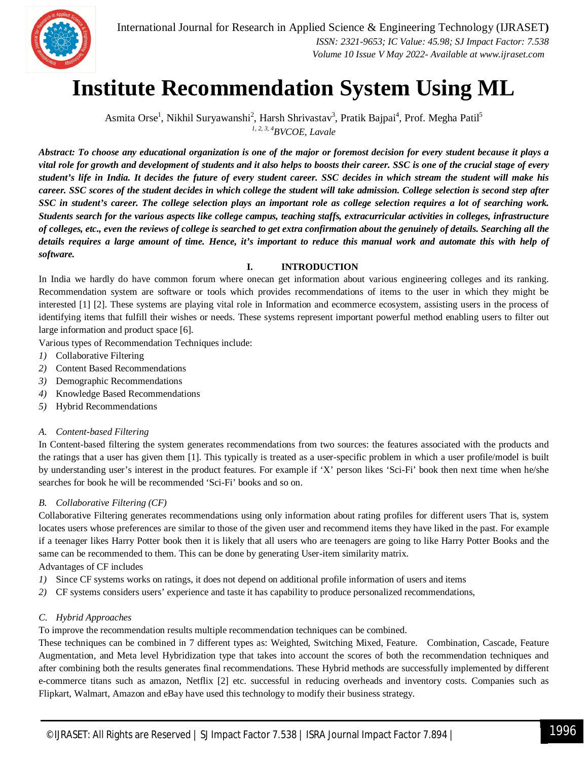// Institute Recommendation System Using ML

Asmita Orse[1], Nikhil Suryawanshi[2], Harsh Shrivastav[3], Pratik Bajpai[4], Prof. Megha Patil[5]

[1, 2, 3, 4]*BVCOE, Lavale*

***Abstract:** To choose any educational organization is one of the major or foremost decision for every student because it plays a vital role for growth and development of students and it also helps to boosts their career. SSC is one of the crucial stage of every student's life in India. It decides the future of every student career. SSC decides in which stream the student will make his career. SSC scores of the student decides in which college the student will take admission. College selection is second step after SSC in student's career. The college selection plays an important role as college selection requires a lot of searching work. Students search for the various aspects like college campus, teaching staffs, extracurricular activities in colleges, infrastructure of colleges, etc., even the reviews of college is searched to get extra confirmation about the genuinely of details. Searching all the details requires a large amount of time. Hence, it's important to reduce this manual work and automate this with help of software.*

## I. INTRODUCTION

In India we hardly do have common forum where onecan get information about various engineering colleges and its ranking. Recommendation system are software or tools which provides recommendations of items to the user in which they might be interested [1] [2]. These systems are playing vital role in Information and ecommerce ecosystem, assisting users in the process of identifying items that fulfill their wishes or needs. These systems represent important powerful method enabling users to filter out large information and product space [6].

Various types of Recommendation Techniques include:

1) Collaborative Filtering
2) Content Based Recommendations
3) Demographic Recommendations
4) Knowledge Based Recommendations
5) Hybrid Recommendations

### A. Content-based Filtering

In Content-based filtering the system generates recommendations from two sources: the features associated with the products and the ratings that a user has given them [1]. This typically is treated as a user-specific problem in which a user profile/model is built by understanding user's interest in the product features. For example if 'X' person likes 'Sci-Fi' book then next time when he/she searches for book he will be recommended 'Sci-Fi' books and so on.

### B. Collaborative Filtering (CF)

Collaborative Filtering generates recommendations using only information about rating profiles for different users That is, system locates users whose preferences are similar to those of the given user and recommend items they have liked in the past. For example if a teenager likes Harry Potter book then it is likely that all users who are teenagers are going to like Harry Potter Books and the same can be recommended to them. This can be done by generating User-item similarity matrix.

Advantages of CF includes

1) Since CF systems works on ratings, it does not depend on additional profile information of users and items
2) CF systems considers users' experience and taste it has capability to produce personalized recommendations,

### C. Hybrid Approaches

To improve the recommendation results multiple recommendation techniques can be combined.

These techniques can be combined in 7 different types as: Weighted, Switching Mixed, Feature. Combination, Cascade, Feature Augmentation, and Meta level Hybridization type that takes into account the scores of both the recommendation techniques and after combining both the results generates final recommendations. These Hybrid methods are successfully implemented by different e-commerce titans such as amazon, Netflix [2] etc. successful in reducing overheads and inventory costs. Companies such as Flipkart, Walmart, Amazon and eBay have used this technology to modify their business strategy.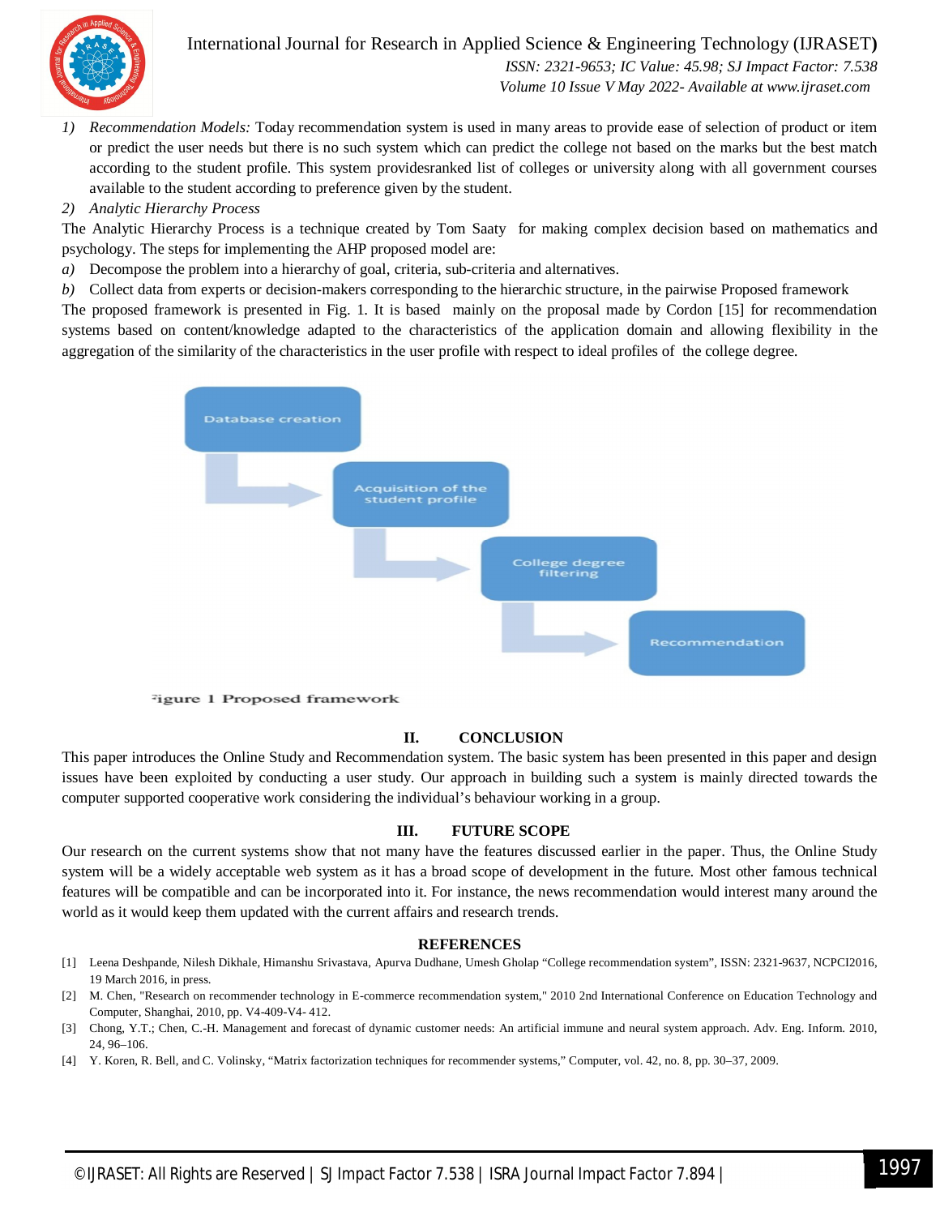1) *Recommendation Models:* Today recommendation system is used in many areas to provide ease of selection of product or item or predict the user needs but there is no such system which can predict the college not based on the marks but the best match according to the student profile. This system providesranked list of colleges or university along with all government courses available to the student according to preference given by the student.

2) *Analytic Hierarchy Process*

The Analytic Hierarchy Process is a technique created by Tom Saaty for making complex decision based on mathematics and psychology. The steps for implementing the AHP proposed model are:

a) Decompose the problem into a hierarchy of goal, criteria, sub-criteria and alternatives.

b) Collect data from experts or decision-makers corresponding to the hierarchic structure, in the pairwise Proposed framework

The proposed framework is presented in Fig. 1. It is based mainly on the proposal made by Cordon [15] for recommendation systems based on content/knowledge adapted to the characteristics of the application domain and allowing flexibility in the aggregation of the similarity of the characteristics in the user profile with respect to ideal profiles of the college degree.

Database creation → Acquisition of the student profile → College degree filtering → Recommendation

Figure 1 Proposed framework

## II. CONCLUSION

This paper introduces the Online Study and Recommendation system. The basic system has been presented in this paper and design issues have been exploited by conducting a user study. Our approach in building such a system is mainly directed towards the computer supported cooperative work considering the individual's behaviour working in a group.

## III. FUTURE SCOPE

Our research on the current systems show that not many have the features discussed earlier in the paper. Thus, the Online Study system will be a widely acceptable web system as it has a broad scope of development in the future. Most other famous technical features will be compatible and can be incorporated into it. For instance, the news recommendation would interest many around the world as it would keep them updated with the current affairs and research trends.

## REFERENCES

[1] Leena Deshpande, Nilesh Dikhale, Himanshu Srivastava, Apurva Dudhane, Umesh Gholap "College recommendation system", ISSN: 2321-9637, NCPCI2016, 19 March 2016, in press.

[2] M. Chen, "Research on recommender technology in E-commerce recommendation system," 2010 2nd International Conference on Education Technology and Computer, Shanghai, 2010, pp. V4-409-V4- 412.

[3] Chong, Y.T.; Chen, C.-H. Management and forecast of dynamic customer needs: An artificial immune and neural system approach. Adv. Eng. Inform. 2010, 24, 96–106.

[4] Y. Koren, R. Bell, and C. Volinsky, "Matrix factorization techniques for recommender systems," Computer, vol. 42, no. 8, pp. 30–37, 2009.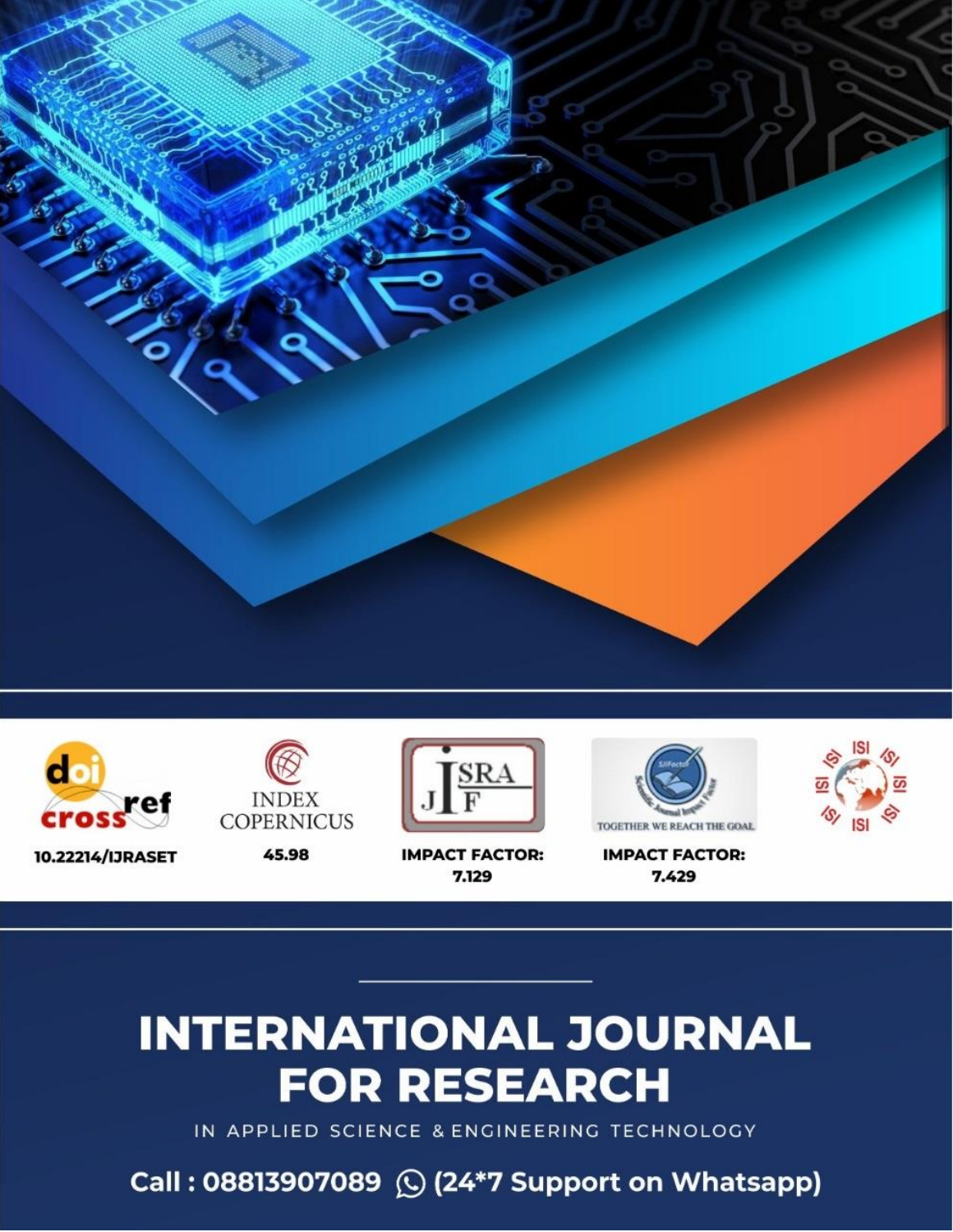10.22214/IJRASET

INDEX COPERNICUS

45.98

IMPACT FACTOR: 7.129

IMPACT FACTOR: 7.429

# INTERNATIONAL JOURNAL FOR RESEARCH

IN APPLIED SCIENCE & ENGINEERING TECHNOLOGY

Call : 08813907089 (24*7 Support on Whatsapp)